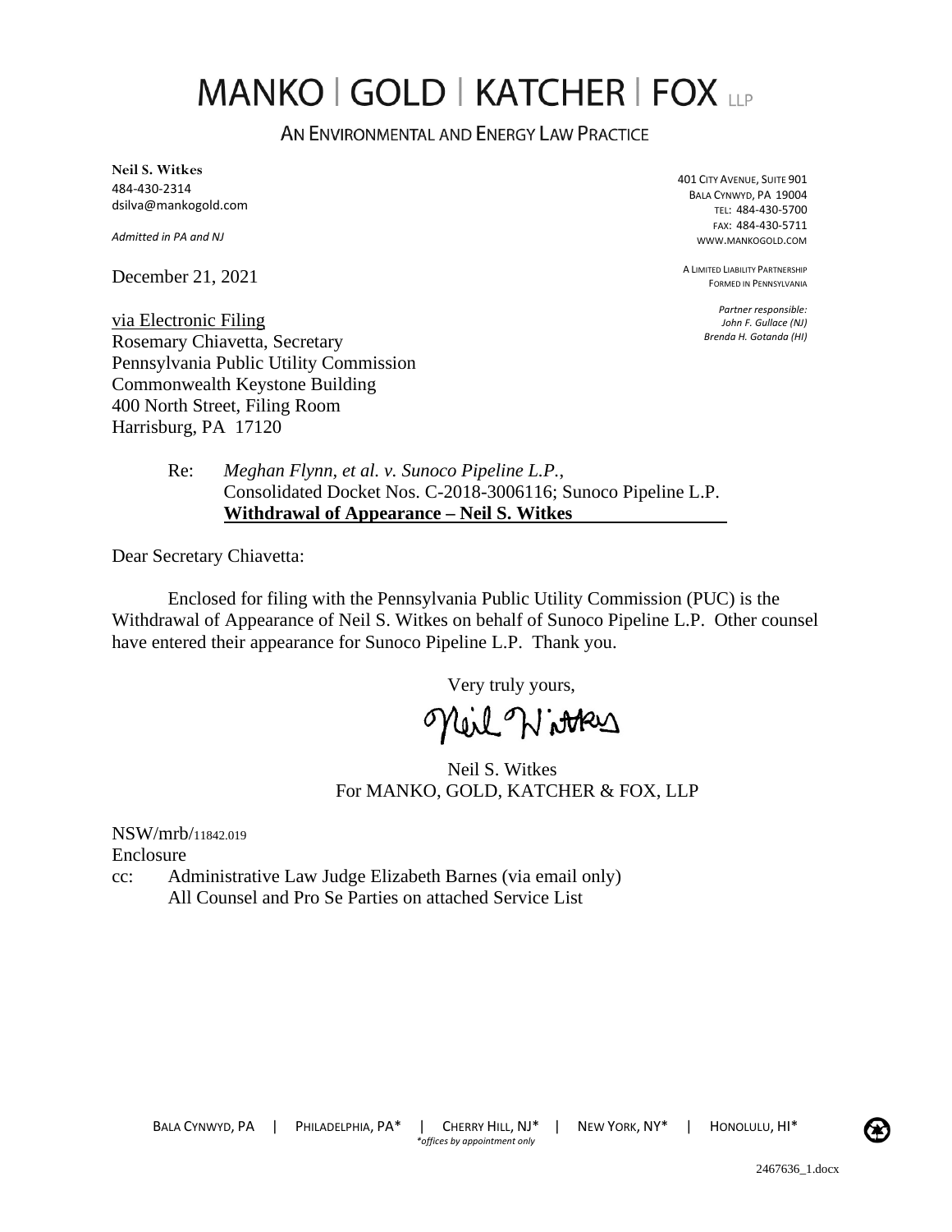# MANKO | GOLD | KATCHER | FOX LLP

AN ENVIRONMENTAL AND ENERGY LAW PRACTICE

**Neil S. Witkes**
484-430-2314
dsilva@mankogold.com

*Admitted in PA and NJ*

401 CITY AVENUE, SUITE 901
BALA CYNWYD, PA 19004
TEL: 484-430-5700
FAX: 484-430-5711
WWW.MANKOGOLD.COM

A LIMITED LIABILITY PARTNERSHIP
FORMED IN PENNSYLVANIA

*Partner responsible:*
*John F. Gullace (NJ)*
*Brenda H. Gotanda (HI)*

December 21, 2021

via Electronic Filing
Rosemary Chiavetta, Secretary
Pennsylvania Public Utility Commission
Commonwealth Keystone Building
400 North Street, Filing Room
Harrisburg, PA 17120

Re: *Meghan Flynn, et al. v. Sunoco Pipeline L.P.*,
Consolidated Docket Nos. C-2018-3006116; Sunoco Pipeline L.P.
**Withdrawal of Appearance – Neil S. Witkes**

Dear Secretary Chiavetta:

Enclosed for filing with the Pennsylvania Public Utility Commission (PUC) is the Withdrawal of Appearance of Neil S. Witkes on behalf of Sunoco Pipeline L.P. Other counsel have entered their appearance for Sunoco Pipeline L.P. Thank you.

Very truly yours,

Neil Witkes

Neil S. Witkes
For MANKO, GOLD, KATCHER & FOX, LLP

NSW/mrb/11842.019
Enclosure
cc: Administrative Law Judge Elizabeth Barnes (via email only)
All Counsel and Pro Se Parties on attached Service List

BALA CYNWYD, PA | PHILADELPHIA, PA* | CHERRY HILL, NJ* | NEW YORK, NY* | HONOLULU, HI*
*offices by appointment only

2467636_1.docx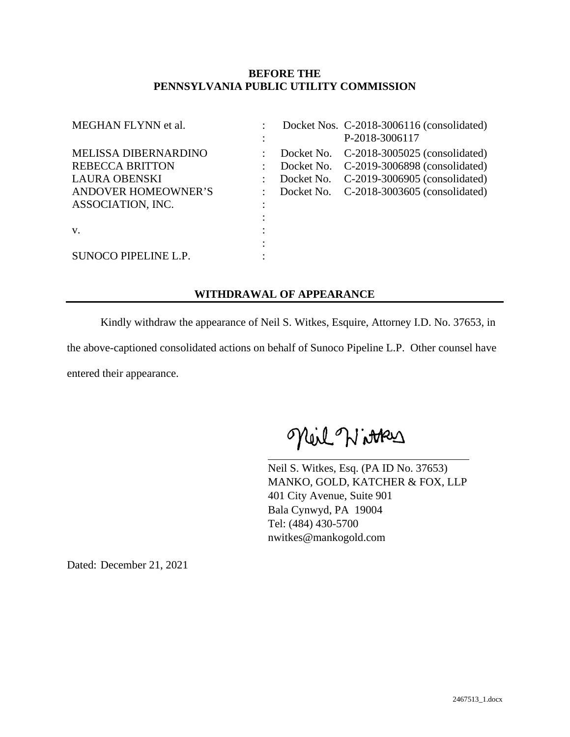**BEFORE THE**
**PENNSYLVANIA PUBLIC UTILITY COMMISSION**

| | | |
|---|---|---|
| MEGHAN FLYNN et al. | : | Docket Nos. C-2018-3006116 (consolidated) |
| | : | P-2018-3006117 |
| MELISSA DIBERNARDINO | : | Docket No. C-2018-3005025 (consolidated) |
| REBECCA BRITTON | : | Docket No. C-2019-3006898 (consolidated) |
| LAURA OBENSKI | : | Docket No. C-2019-3006905 (consolidated) |
| ANDOVER HOMEOWNER'S | : | Docket No. C-2018-3003605 (consolidated) |
| ASSOCIATION, INC. | : | |
| | : | |
| v. | : | |
| | : | |
| SUNOCO PIPELINE L.P. | : | |

## WITHDRAWAL OF APPEARANCE

Kindly withdraw the appearance of Neil S. Witkes, Esquire, Attorney I.D. No. 37653, in the above-captioned consolidated actions on behalf of Sunoco Pipeline L.P. Other counsel have entered their appearance.

Neil Witkes

Neil S. Witkes, Esq. (PA ID No. 37653)
MANKO, GOLD, KATCHER & FOX, LLP
401 City Avenue, Suite 901
Bala Cynwyd, PA 19004
Tel: (484) 430-5700
nwitkes@mankogold.com

Dated: December 21, 2021

2467513_1.docx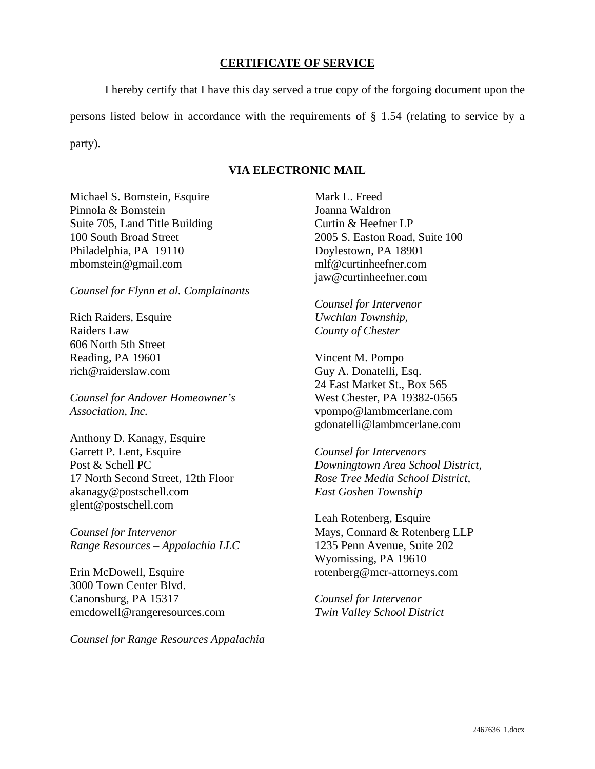## CERTIFICATE OF SERVICE

I hereby certify that I have this day served a true copy of the forgoing document upon the persons listed below in accordance with the requirements of § 1.54 (relating to service by a party).

### VIA ELECTRONIC MAIL

Michael S. Bomstein, Esquire
Pinnola & Bomstein
Suite 705, Land Title Building
100 South Broad Street
Philadelphia, PA 19110
mbomstein@gmail.com

*Counsel for Flynn et al. Complainants*

Rich Raiders, Esquire
Raiders Law
606 North 5th Street
Reading, PA 19601
rich@raiderslaw.com

*Counsel for Andover Homeowner's Association, Inc.*

Anthony D. Kanagy, Esquire
Garrett P. Lent, Esquire
Post & Schell PC
17 North Second Street, 12th Floor
akanagy@postschell.com
glent@postschell.com

*Counsel for Intervenor Range Resources – Appalachia LLC*

Erin McDowell, Esquire
3000 Town Center Blvd.
Canonsburg, PA 15317
emcdowell@rangeresources.com

*Counsel for Range Resources Appalachia*

Mark L. Freed
Joanna Waldron
Curtin & Heefner LP
2005 S. Easton Road, Suite 100
Doylestown, PA 18901
mlf@curtinheefner.com
jaw@curtinheefner.com

*Counsel for Intervenor Uwchlan Township, County of Chester*

Vincent M. Pompo
Guy A. Donatelli, Esq.
24 East Market St., Box 565
West Chester, PA 19382-0565
vpompo@lambmcerlane.com
gdonatelli@lambmcerlane.com

*Counsel for Intervenors Downingtown Area School District, Rose Tree Media School District, East Goshen Township*

Leah Rotenberg, Esquire
Mays, Connard & Rotenberg LLP
1235 Penn Avenue, Suite 202
Wyomissing, PA 19610
rotenberg@mcr-attorneys.com

*Counsel for Intervenor Twin Valley School District*

2467636_1.docx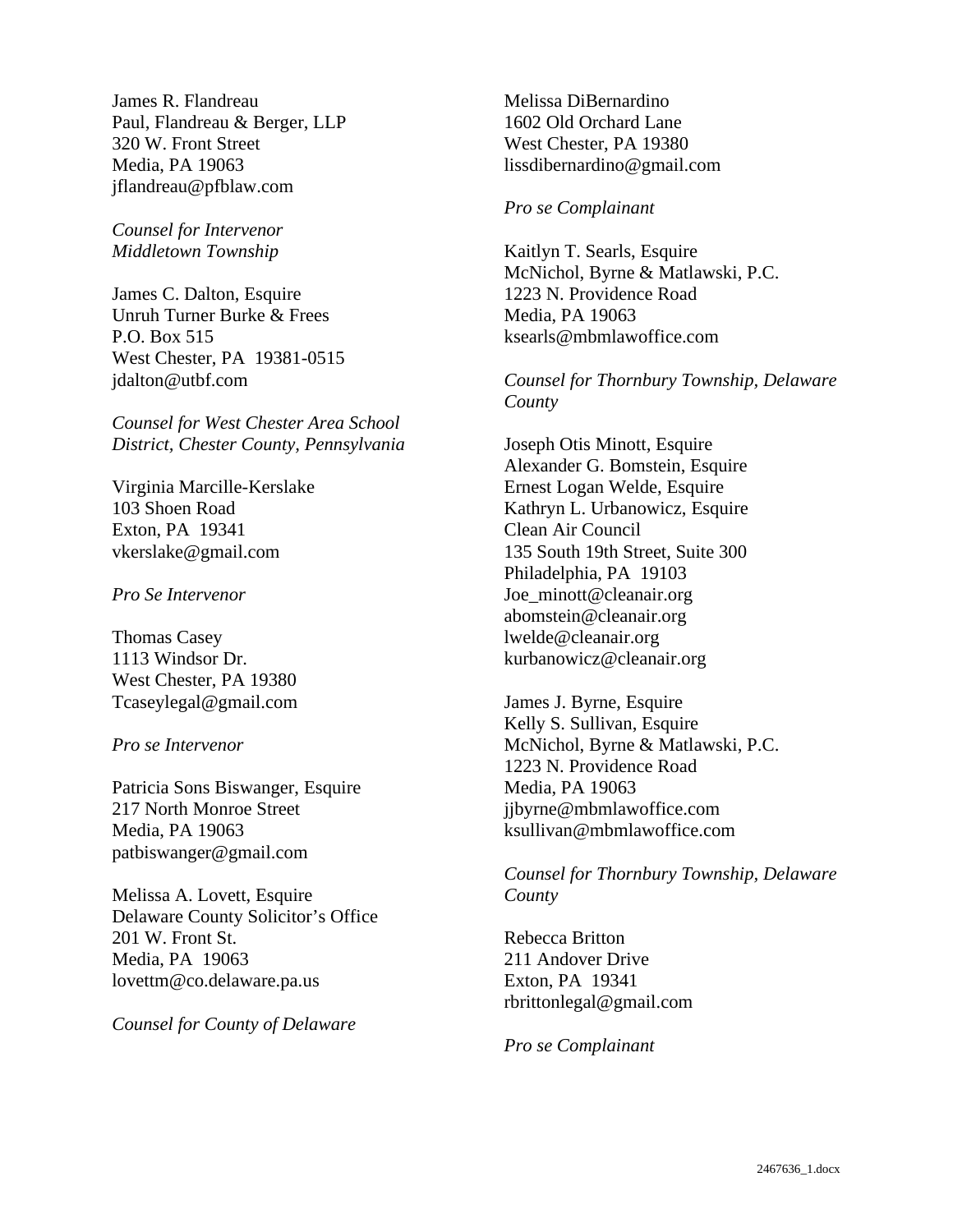James R. Flandreau
Paul, Flandreau & Berger, LLP
320 W. Front Street
Media, PA 19063
jflandreau@pfblaw.com

*Counsel for Intervenor Middletown Township*

James C. Dalton, Esquire
Unruh Turner Burke & Frees
P.O. Box 515
West Chester, PA 19381-0515
jdalton@utbf.com

*Counsel for West Chester Area School District, Chester County, Pennsylvania*

Virginia Marcille-Kerslake
103 Shoen Road
Exton, PA 19341
vkerslake@gmail.com

*Pro Se Intervenor*

Thomas Casey
1113 Windsor Dr.
West Chester, PA 19380
Tcaseylegal@gmail.com

*Pro se Intervenor*

Patricia Sons Biswanger, Esquire
217 North Monroe Street
Media, PA 19063
patbiswanger@gmail.com

Melissa A. Lovett, Esquire
Delaware County Solicitor's Office
201 W. Front St.
Media, PA 19063
lovettm@co.delaware.pa.us

*Counsel for County of Delaware*

Melissa DiBernardino
1602 Old Orchard Lane
West Chester, PA 19380
lissdibernardino@gmail.com

*Pro se Complainant*

Kaitlyn T. Searls, Esquire
McNichol, Byrne & Matlawski, P.C.
1223 N. Providence Road
Media, PA 19063
ksearls@mbmlawoffice.com

*Counsel for Thornbury Township, Delaware County*

Joseph Otis Minott, Esquire
Alexander G. Bomstein, Esquire
Ernest Logan Welde, Esquire
Kathryn L. Urbanowicz, Esquire
Clean Air Council
135 South 19th Street, Suite 300
Philadelphia, PA 19103
Joe_minott@cleanair.org
abomstein@cleanair.org
lwelde@cleanair.org
kurbanowicz@cleanair.org

James J. Byrne, Esquire
Kelly S. Sullivan, Esquire
McNichol, Byrne & Matlawski, P.C.
1223 N. Providence Road
Media, PA 19063
jjbyrne@mbmlawoffice.com
ksullivan@mbmlawoffice.com

*Counsel for Thornbury Township, Delaware County*

Rebecca Britton
211 Andover Drive
Exton, PA 19341
rbrittonlegal@gmail.com

*Pro se Complainant*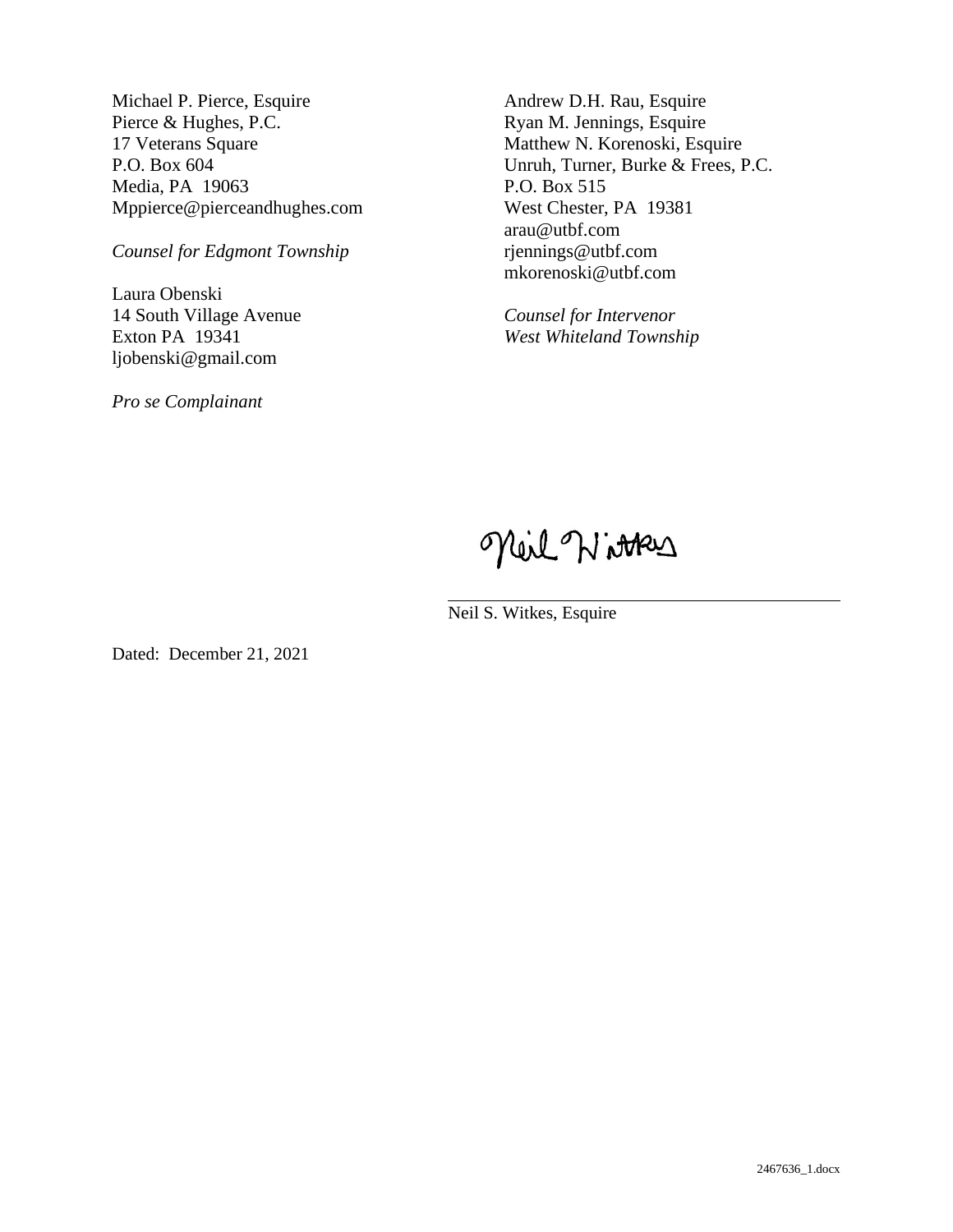Michael P. Pierce, Esquire
Pierce & Hughes, P.C.
17 Veterans Square
P.O. Box 604
Media, PA 19063
Mppierce@pierceandhughes.com

*Counsel for Edgmont Township*

Laura Obenski
14 South Village Avenue
Exton PA 19341
ljobenski@gmail.com

*Pro se Complainant*

Andrew D.H. Rau, Esquire
Ryan M. Jennings, Esquire
Matthew N. Korenoski, Esquire
Unruh, Turner, Burke & Frees, P.C.
P.O. Box 515
West Chester, PA 19381
arau@utbf.com
rjennings@utbf.com
mkorenoski@utbf.com

*Counsel for Intervenor*
*West Whiteland Township*

Neil Witkes

Neil S. Witkes, Esquire

Dated: December 21, 2021

2467636_1.docx